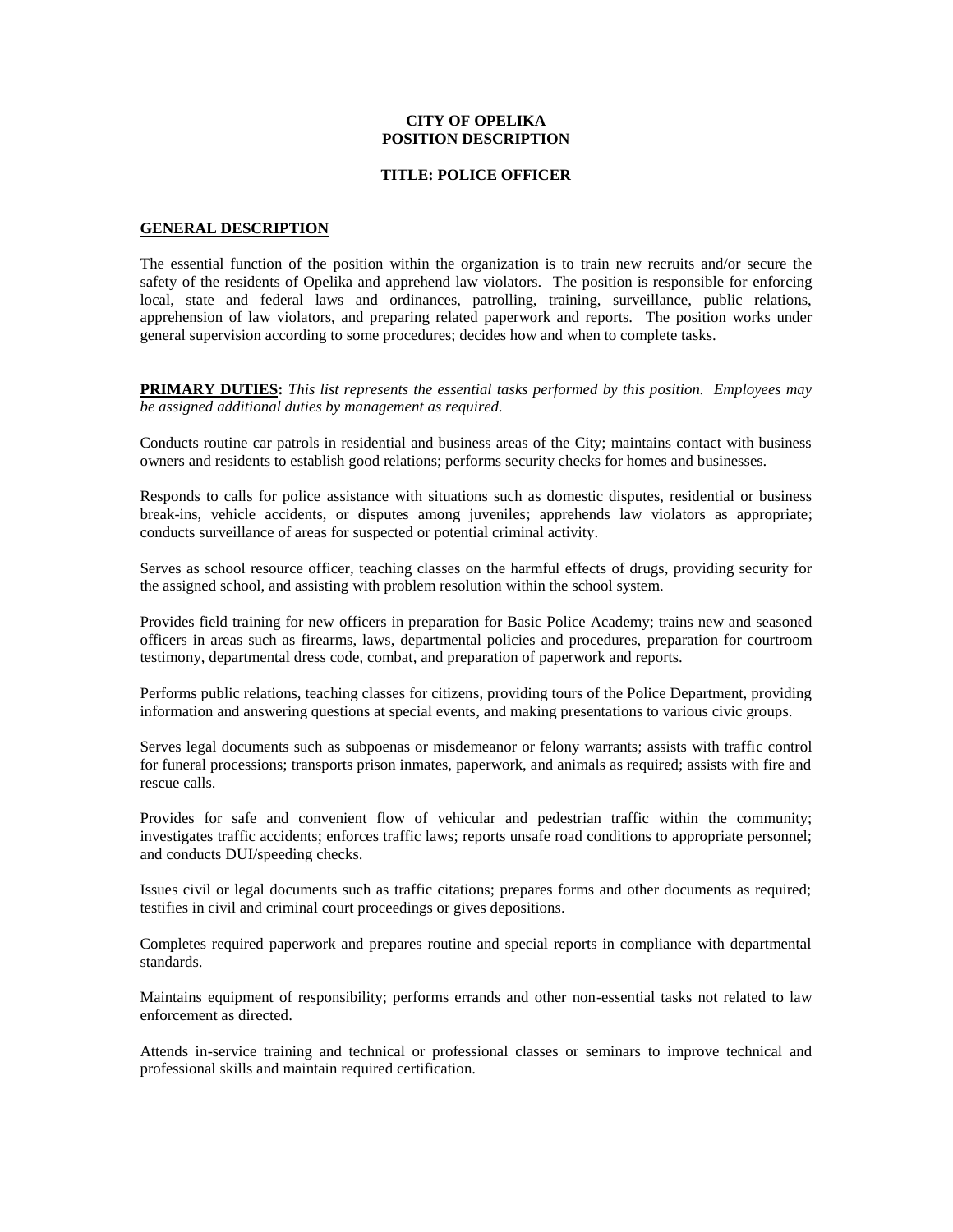# CITY OF OPELIKA
# POSITION DESCRIPTION

## TITLE: POLICE OFFICER

### GENERAL DESCRIPTION

The essential function of the position within the organization is to train new recruits and/or secure the safety of the residents of Opelika and apprehend law violators. The position is responsible for enforcing local, state and federal laws and ordinances, patrolling, training, surveillance, public relations, apprehension of law violators, and preparing related paperwork and reports. The position works under general supervision according to some procedures; decides how and when to complete tasks.

**PRIMARY DUTIES:** *This list represents the essential tasks performed by this position. Employees may be assigned additional duties by management as required.*

Conducts routine car patrols in residential and business areas of the City; maintains contact with business owners and residents to establish good relations; performs security checks for homes and businesses.

Responds to calls for police assistance with situations such as domestic disputes, residential or business break-ins, vehicle accidents, or disputes among juveniles; apprehends law violators as appropriate; conducts surveillance of areas for suspected or potential criminal activity.

Serves as school resource officer, teaching classes on the harmful effects of drugs, providing security for the assigned school, and assisting with problem resolution within the school system.

Provides field training for new officers in preparation for Basic Police Academy; trains new and seasoned officers in areas such as firearms, laws, departmental policies and procedures, preparation for courtroom testimony, departmental dress code, combat, and preparation of paperwork and reports.

Performs public relations, teaching classes for citizens, providing tours of the Police Department, providing information and answering questions at special events, and making presentations to various civic groups.

Serves legal documents such as subpoenas or misdemeanor or felony warrants; assists with traffic control for funeral processions; transports prison inmates, paperwork, and animals as required; assists with fire and rescue calls.

Provides for safe and convenient flow of vehicular and pedestrian traffic within the community; investigates traffic accidents; enforces traffic laws; reports unsafe road conditions to appropriate personnel; and conducts DUI/speeding checks.

Issues civil or legal documents such as traffic citations; prepares forms and other documents as required; testifies in civil and criminal court proceedings or gives depositions.

Completes required paperwork and prepares routine and special reports in compliance with departmental standards.

Maintains equipment of responsibility; performs errands and other non-essential tasks not related to law enforcement as directed.

Attends in-service training and technical or professional classes or seminars to improve technical and professional skills and maintain required certification.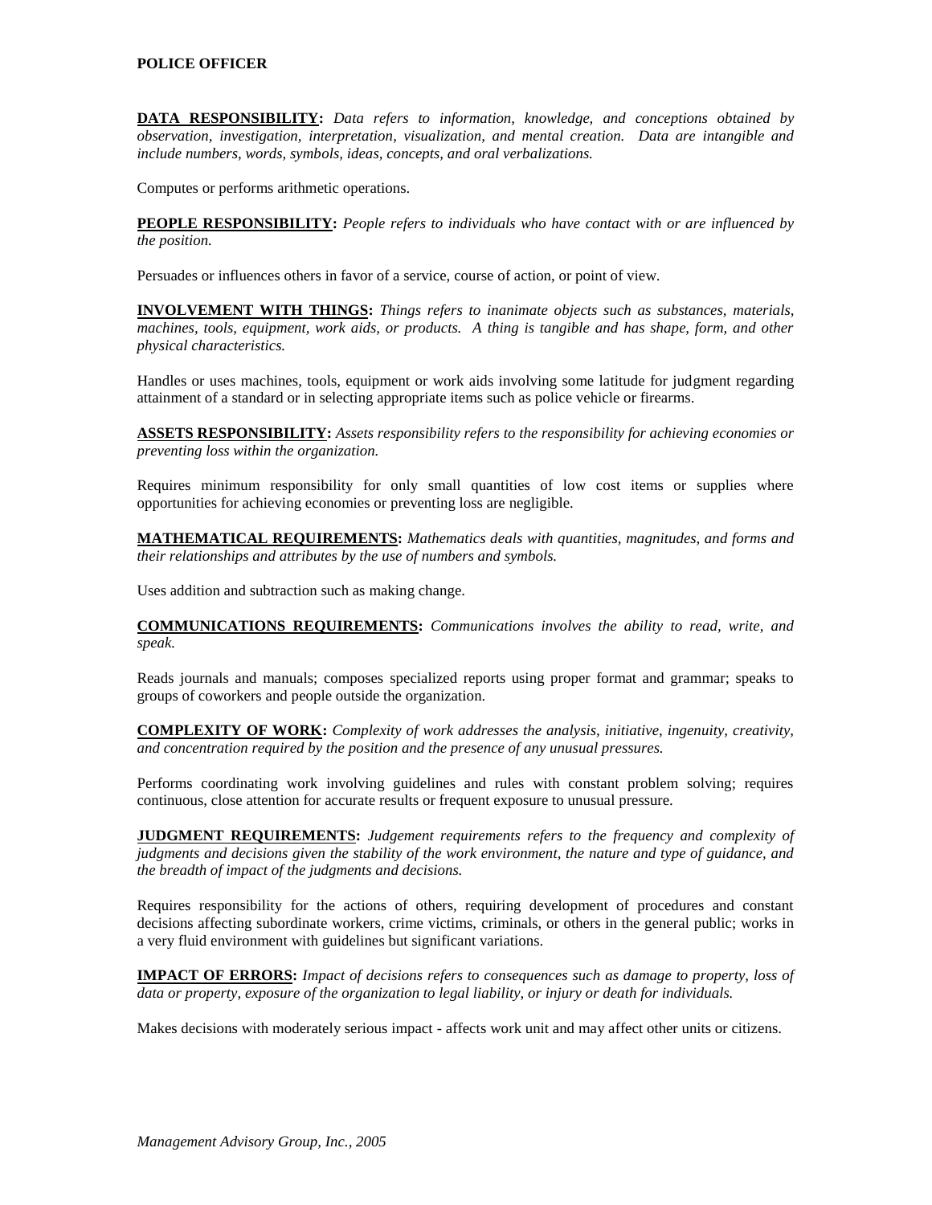**POLICE OFFICER**

**DATA RESPONSIBILITY:** *Data refers to information, knowledge, and conceptions obtained by observation, investigation, interpretation, visualization, and mental creation. Data are intangible and include numbers, words, symbols, ideas, concepts, and oral verbalizations.*

Computes or performs arithmetic operations.

**PEOPLE RESPONSIBILITY:** *People refers to individuals who have contact with or are influenced by the position.*

Persuades or influences others in favor of a service, course of action, or point of view.

**INVOLVEMENT WITH THINGS:** *Things refers to inanimate objects such as substances, materials, machines, tools, equipment, work aids, or products. A thing is tangible and has shape, form, and other physical characteristics.*

Handles or uses machines, tools, equipment or work aids involving some latitude for judgment regarding attainment of a standard or in selecting appropriate items such as police vehicle or firearms.

**ASSETS RESPONSIBILITY:** *Assets responsibility refers to the responsibility for achieving economies or preventing loss within the organization.*

Requires minimum responsibility for only small quantities of low cost items or supplies where opportunities for achieving economies or preventing loss are negligible.

**MATHEMATICAL REQUIREMENTS:** *Mathematics deals with quantities, magnitudes, and forms and their relationships and attributes by the use of numbers and symbols.*

Uses addition and subtraction such as making change.

**COMMUNICATIONS REQUIREMENTS:** *Communications involves the ability to read, write, and speak.*

Reads journals and manuals; composes specialized reports using proper format and grammar; speaks to groups of coworkers and people outside the organization.

**COMPLEXITY OF WORK:** *Complexity of work addresses the analysis, initiative, ingenuity, creativity, and concentration required by the position and the presence of any unusual pressures.*

Performs coordinating work involving guidelines and rules with constant problem solving; requires continuous, close attention for accurate results or frequent exposure to unusual pressure.

**JUDGMENT REQUIREMENTS:** *Judgement requirements refers to the frequency and complexity of judgments and decisions given the stability of the work environment, the nature and type of guidance, and the breadth of impact of the judgments and decisions.*

Requires responsibility for the actions of others, requiring development of procedures and constant decisions affecting subordinate workers, crime victims, criminals, or others in the general public; works in a very fluid environment with guidelines but significant variations.

**IMPACT OF ERRORS:** *Impact of decisions refers to consequences such as damage to property, loss of data or property, exposure of the organization to legal liability, or injury or death for individuals.*

Makes decisions with moderately serious impact - affects work unit and may affect other units or citizens.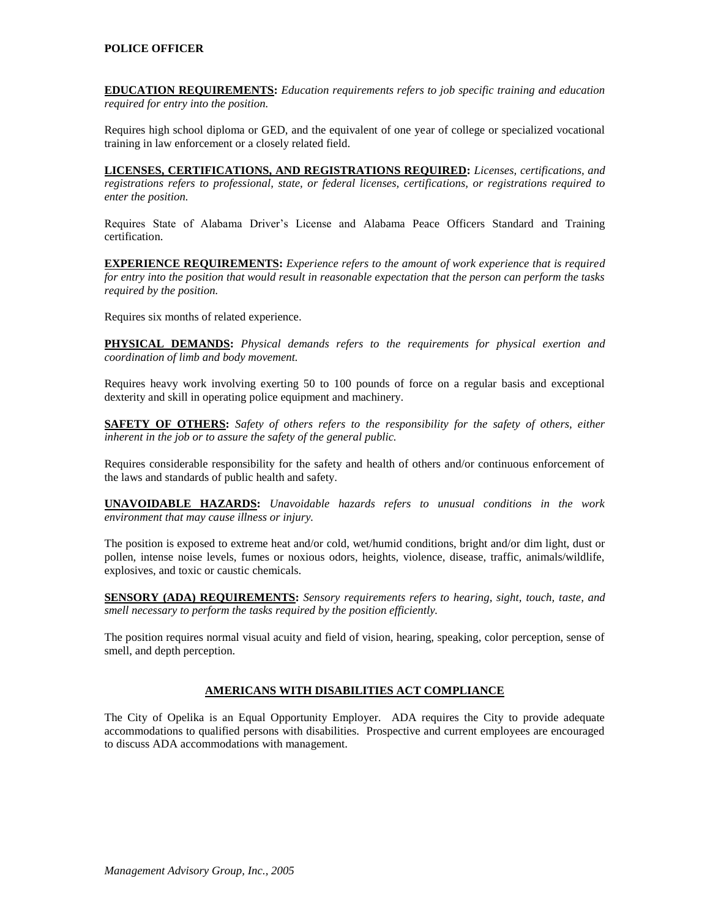**POLICE OFFICER**

**EDUCATION REQUIREMENTS:** *Education requirements refers to job specific training and education required for entry into the position.*

Requires high school diploma or GED, and the equivalent of one year of college or specialized vocational training in law enforcement or a closely related field.

**LICENSES, CERTIFICATIONS, AND REGISTRATIONS REQUIRED:** *Licenses, certifications, and registrations refers to professional, state, or federal licenses, certifications, or registrations required to enter the position.*

Requires State of Alabama Driver's License and Alabama Peace Officers Standard and Training certification.

**EXPERIENCE REQUIREMENTS:** *Experience refers to the amount of work experience that is required for entry into the position that would result in reasonable expectation that the person can perform the tasks required by the position.*

Requires six months of related experience.

**PHYSICAL DEMANDS:** *Physical demands refers to the requirements for physical exertion and coordination of limb and body movement.*

Requires heavy work involving exerting 50 to 100 pounds of force on a regular basis and exceptional dexterity and skill in operating police equipment and machinery.

**SAFETY OF OTHERS:** *Safety of others refers to the responsibility for the safety of others, either inherent in the job or to assure the safety of the general public.*

Requires considerable responsibility for the safety and health of others and/or continuous enforcement of the laws and standards of public health and safety.

**UNAVOIDABLE HAZARDS:** *Unavoidable hazards refers to unusual conditions in the work environment that may cause illness or injury.*

The position is exposed to extreme heat and/or cold, wet/humid conditions, bright and/or dim light, dust or pollen, intense noise levels, fumes or noxious odors, heights, violence, disease, traffic, animals/wildlife, explosives, and toxic or caustic chemicals.

**SENSORY (ADA) REQUIREMENTS:** *Sensory requirements refers to hearing, sight, touch, taste, and smell necessary to perform the tasks required by the position efficiently.*

The position requires normal visual acuity and field of vision, hearing, speaking, color perception, sense of smell, and depth perception.

## AMERICANS WITH DISABILITIES ACT COMPLIANCE

The City of Opelika is an Equal Opportunity Employer. ADA requires the City to provide adequate accommodations to qualified persons with disabilities. Prospective and current employees are encouraged to discuss ADA accommodations with management.

*Management Advisory Group, Inc., 2005*